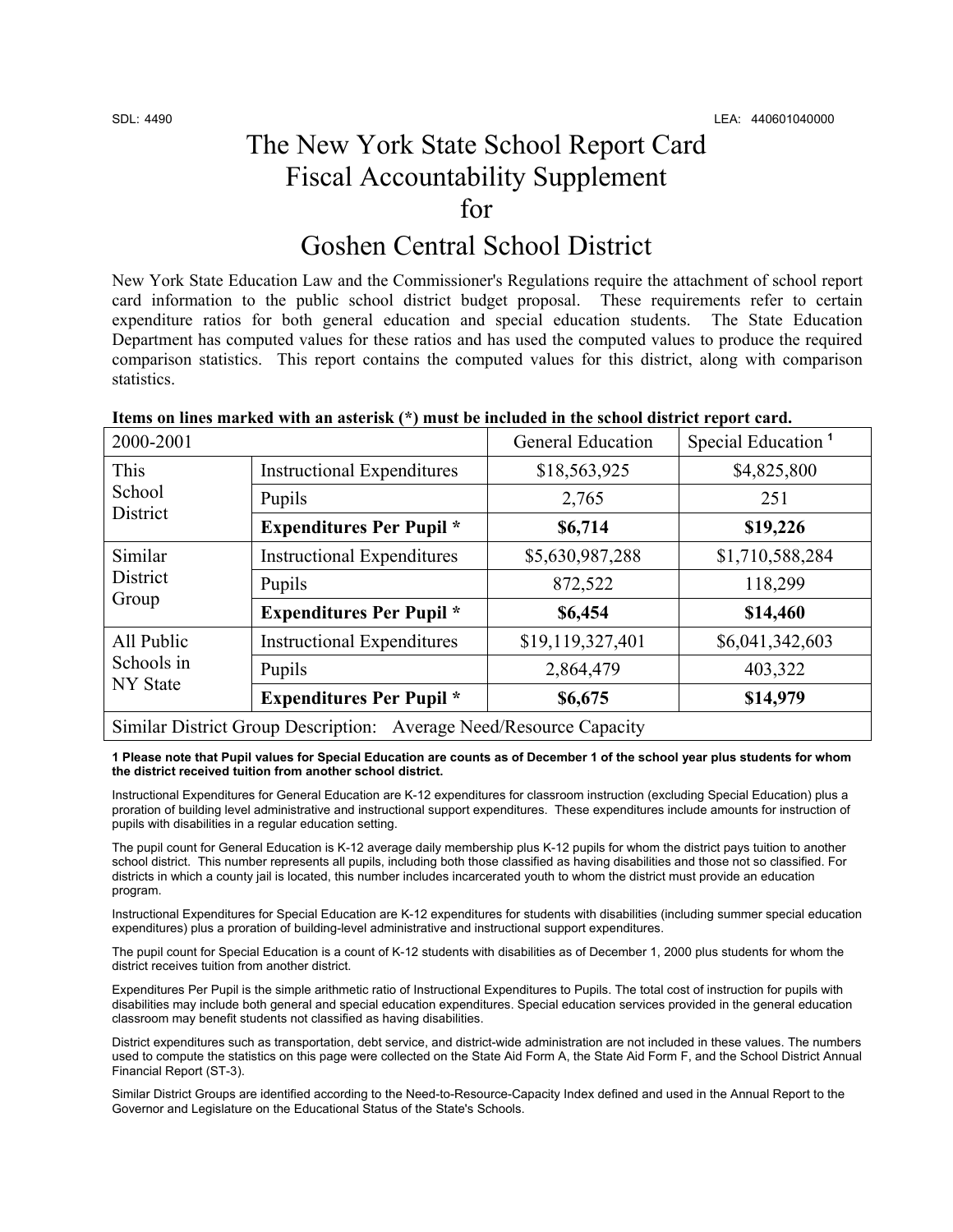SDL: 4490 LEA: 440601040000

# The New York State School Report Card Fiscal Accountability Supplement for Goshen Central School District

New York State Education Law and the Commissioner's Regulations require the attachment of school report card information to the public school district budget proposal. These requirements refer to certain expenditure ratios for both general education and special education students. The State Education Department has computed values for these ratios and has used the computed values to produce the required comparison statistics. This report contains the computed values for this district, along with comparison statistics.

**Items on lines marked with an asterisk (*) must be included in the school district report card.**

| 2000-2001 | | General Education | Special Education [1] |
|---|---|---|---|
| This School District | Instructional Expenditures | $18,563,925 | $4,825,800 |
| | Pupils | 2,765 | 251 |
| | **Expenditures Per Pupil *** | **$6,714** | **$19,226** |
| Similar District Group | Instructional Expenditures | $5,630,987,288 | $1,710,588,284 |
| | Pupils | 872,522 | 118,299 |
| | **Expenditures Per Pupil *** | **$6,454** | **$14,460** |
| All Public Schools in NY State | Instructional Expenditures | $19,119,327,401 | $6,041,342,603 |
| | Pupils | 2,864,479 | 403,322 |
| | **Expenditures Per Pupil *** | **$6,675** | **$14,979** |
| Similar District Group Description: Average Need/Resource Capacity | | | |

**1 Please note that Pupil values for Special Education are counts as of December 1 of the school year plus students for whom the district received tuition from another school district.**

Instructional Expenditures for General Education are K-12 expenditures for classroom instruction (excluding Special Education) plus a proration of building level administrative and instructional support expenditures. These expenditures include amounts for instruction of pupils with disabilities in a regular education setting.

The pupil count for General Education is K-12 average daily membership plus K-12 pupils for whom the district pays tuition to another school district. This number represents all pupils, including both those classified as having disabilities and those not so classified. For districts in which a county jail is located, this number includes incarcerated youth to whom the district must provide an education program.

Instructional Expenditures for Special Education are K-12 expenditures for students with disabilities (including summer special education expenditures) plus a proration of building-level administrative and instructional support expenditures.

The pupil count for Special Education is a count of K-12 students with disabilities as of December 1, 2000 plus students for whom the district receives tuition from another district.

Expenditures Per Pupil is the simple arithmetic ratio of Instructional Expenditures to Pupils. The total cost of instruction for pupils with disabilities may include both general and special education expenditures. Special education services provided in the general education classroom may benefit students not classified as having disabilities.

District expenditures such as transportation, debt service, and district-wide administration are not included in these values. The numbers used to compute the statistics on this page were collected on the State Aid Form A, the State Aid Form F, and the School District Annual Financial Report (ST-3).

Similar District Groups are identified according to the Need-to-Resource-Capacity Index defined and used in the Annual Report to the Governor and Legislature on the Educational Status of the State's Schools.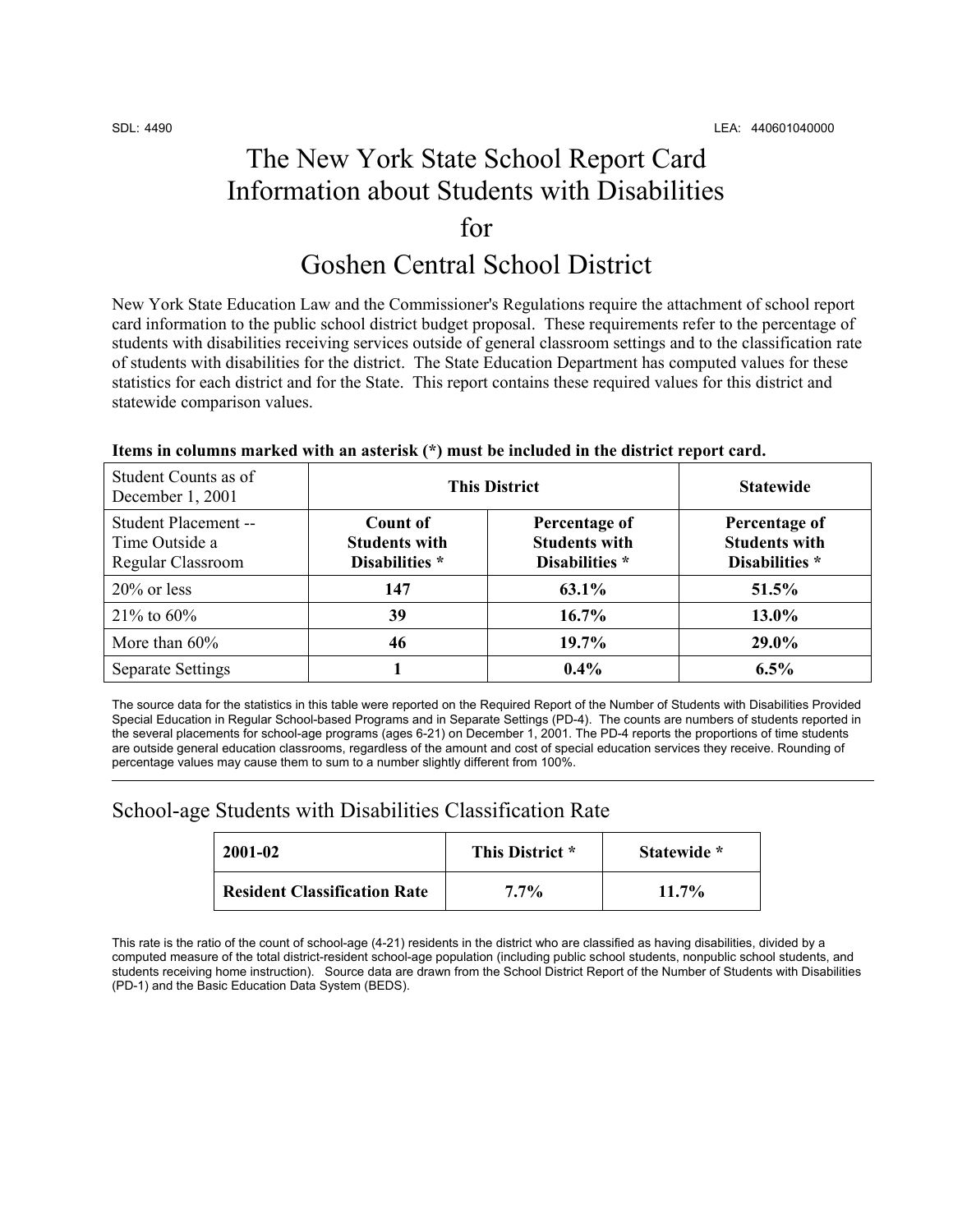SDL: 4490 LEA: 440601040000

# The New York State School Report Card Information about Students with Disabilities for Goshen Central School District

New York State Education Law and the Commissioner's Regulations require the attachment of school report card information to the public school district budget proposal. These requirements refer to the percentage of students with disabilities receiving services outside of general classroom settings and to the classification rate of students with disabilities for the district. The State Education Department has computed values for these statistics for each district and for the State. This report contains these required values for this district and statewide comparison values.

**Items in columns marked with an asterisk (*) must be included in the district report card.**

| Student Counts as of December 1, 2001 | This District | | Statewide |
|---|---|---|---|
| Student Placement -- Time Outside a Regular Classroom | **Count of Students with Disabilities *** | **Percentage of Students with Disabilities *** | **Percentage of Students with Disabilities *** |
| 20% or less | **147** | **63.1%** | **51.5%** |
| 21% to 60% | **39** | **16.7%** | **13.0%** |
| More than 60% | **46** | **19.7%** | **29.0%** |
| Separate Settings | **1** | **0.4%** | **6.5%** |

The source data for the statistics in this table were reported on the Required Report of the Number of Students with Disabilities Provided Special Education in Regular School-based Programs and in Separate Settings (PD-4). The counts are numbers of students reported in the several placements for school-age programs (ages 6-21) on December 1, 2001. The PD-4 reports the proportions of time students are outside general education classrooms, regardless of the amount and cost of special education services they receive. Rounding of percentage values may cause them to sum to a number slightly different from 100%.

---

## School-age Students with Disabilities Classification Rate

| 2001-02 | This District * | Statewide * |
|---|---|---|
| **Resident Classification Rate** | **7.7%** | **11.7%** |

This rate is the ratio of the count of school-age (4-21) residents in the district who are classified as having disabilities, divided by a computed measure of the total district-resident school-age population (including public school students, nonpublic school students, and students receiving home instruction). Source data are drawn from the School District Report of the Number of Students with Disabilities (PD-1) and the Basic Education Data System (BEDS).